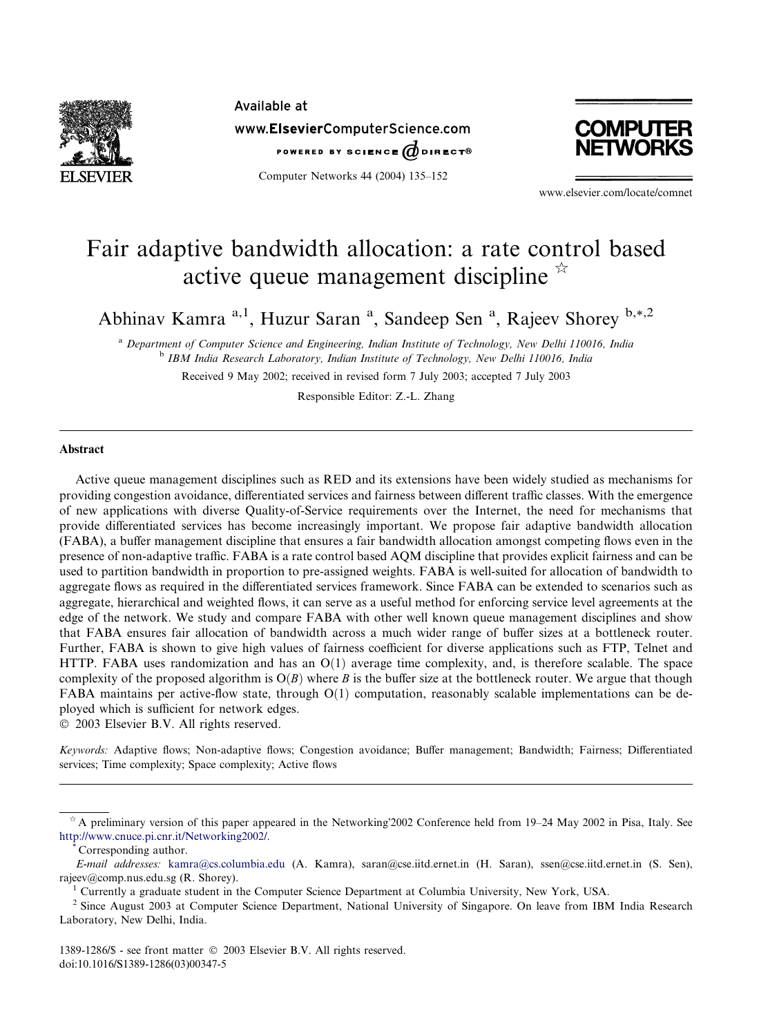Available at
www.ElsevierComputerScience.com
POWERED BY SCIENCE DIRECT®

COMPUTER NETWORKS

www.elsevier.com/locate/comnet

# Fair adaptive bandwidth allocation: a rate control based active queue management discipline ☆

Abhinav Kamra [a,1], Huzur Saran [a], Sandeep Sen [a], Rajeev Shorey [b,*,2]

[a] Department of Computer Science and Engineering, Indian Institute of Technology, New Delhi 110016, India
[b] IBM India Research Laboratory, Indian Institute of Technology, New Delhi 110016, India

Received 9 May 2002; received in revised form 7 July 2003; accepted 7 July 2003

Responsible Editor: Z.-L. Zhang

## Abstract

Active queue management disciplines such as RED and its extensions have been widely studied as mechanisms for providing congestion avoidance, differentiated services and fairness between different traffic classes. With the emergence of new applications with diverse Quality-of-Service requirements over the Internet, the need for mechanisms that provide differentiated services has become increasingly important. We propose fair adaptive bandwidth allocation (FABA), a buffer management discipline that ensures a fair bandwidth allocation amongst competing flows even in the presence of non-adaptive traffic. FABA is a rate control based AQM discipline that provides explicit fairness and can be used to partition bandwidth in proportion to pre-assigned weights. FABA is well-suited for allocation of bandwidth to aggregate flows as required in the differentiated services framework. Since FABA can be extended to scenarios such as aggregate, hierarchical and weighted flows, it can serve as a useful method for enforcing service level agreements at the edge of the network. We study and compare FABA with other well known queue management disciplines and show that FABA ensures fair allocation of bandwidth across a much wider range of buffer sizes at a bottleneck router. Further, FABA is shown to give high values of fairness coefficient for diverse applications such as FTP, Telnet and HTTP. FABA uses randomization and has an $O(1)$ average time complexity, and, is therefore scalable. The space complexity of the proposed algorithm is $O(B)$ where $B$ is the buffer size at the bottleneck router. We argue that though FABA maintains per active-flow state, through $O(1)$ computation, reasonably scalable implementations can be deployed which is sufficient for network edges.
© 2003 Elsevier B.V. All rights reserved.

*Keywords:* Adaptive flows; Non-adaptive flows; Congestion avoidance; Buffer management; Bandwidth; Fairness; Differentiated services; Time complexity; Space complexity; Active flows

☆ A preliminary version of this paper appeared in the Networking'2002 Conference held from 19–24 May 2002 in Pisa, Italy. See http://www.cnuce.pi.cnr.it/Networking2002/.

\* Corresponding author.

*E-mail addresses:* kamra@cs.columbia.edu (A. Kamra), saran@cse.iitd.ernet.in (H. Saran), ssen@cse.iitd.ernet.in (S. Sen), rajeev@comp.nus.edu.sg (R. Shorey).

[1] Currently a graduate student in the Computer Science Department at Columbia University, New York, USA.

[2] Since August 2003 at Computer Science Department, National University of Singapore. On leave from IBM India Research Laboratory, New Delhi, India.

1389-1286/$ - see front matter © 2003 Elsevier B.V. All rights reserved.
doi:10.1016/S1389-1286(03)00347-5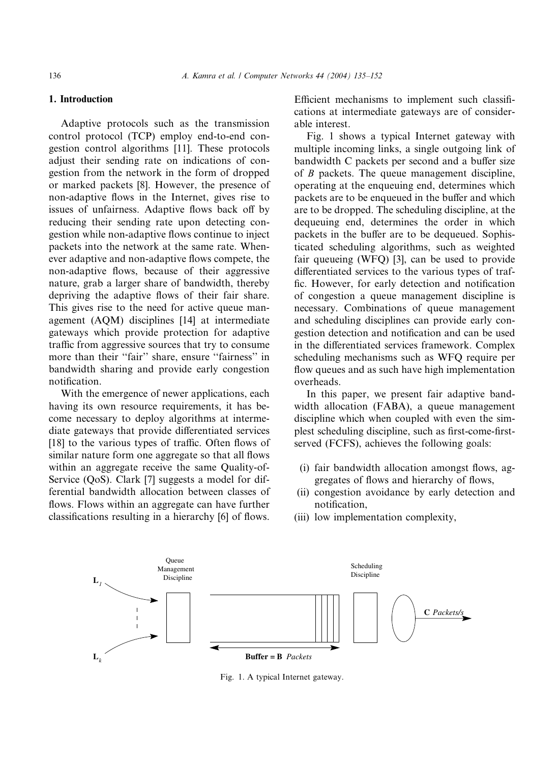## 1. Introduction

Adaptive protocols such as the transmission control protocol (TCP) employ end-to-end congestion control algorithms [11]. These protocols adjust their sending rate on indications of congestion from the network in the form of dropped or marked packets [8]. However, the presence of non-adaptive flows in the Internet, gives rise to issues of unfairness. Adaptive flows back off by reducing their sending rate upon detecting congestion while non-adaptive flows continue to inject packets into the network at the same rate. Whenever adaptive and non-adaptive flows compete, the non-adaptive flows, because of their aggressive nature, grab a larger share of bandwidth, thereby depriving the adaptive flows of their fair share. This gives rise to the need for active queue management (AQM) disciplines [14] at intermediate gateways which provide protection for adaptive traffic from aggressive sources that try to consume more than their ''fair'' share, ensure ''fairness'' in bandwidth sharing and provide early congestion notification.

With the emergence of newer applications, each having its own resource requirements, it has become necessary to deploy algorithms at intermediate gateways that provide differentiated services [18] to the various types of traffic. Often flows of similar nature form one aggregate so that all flows within an aggregate receive the same Quality-of-Service (QoS). Clark [7] suggests a model for differential bandwidth allocation between classes of flows. Flows within an aggregate can have further classifications resulting in a hierarchy [6] of flows. Efficient mechanisms to implement such classifications at intermediate gateways are of considerable interest.

Fig. 1 shows a typical Internet gateway with multiple incoming links, a single outgoing link of bandwidth C packets per second and a buffer size of $B$ packets. The queue management discipline, operating at the enqueuing end, determines which packets are to be enqueued in the buffer and which are to be dropped. The scheduling discipline, at the dequeuing end, determines the order in which packets in the buffer are to be dequeued. Sophisticated scheduling algorithms, such as weighted fair queueing (WFQ) [3], can be used to provide differentiated services to the various types of traffic. However, for early detection and notification of congestion a queue management discipline is necessary. Combinations of queue management and scheduling disciplines can provide early congestion detection and notification and can be used in the differentiated services framework. Complex scheduling mechanisms such as WFQ require per flow queues and as such have high implementation overheads.

In this paper, we present fair adaptive bandwidth allocation (FABA), a queue management discipline which when coupled with even the simplest scheduling discipline, such as first-come-first-served (FCFS), achieves the following goals:

- (i) fair bandwidth allocation amongst flows, aggregates of flows and hierarchy of flows,
- (ii) congestion avoidance by early detection and notification,
- (iii) low implementation complexity,

Fig. 1. A typical Internet gateway.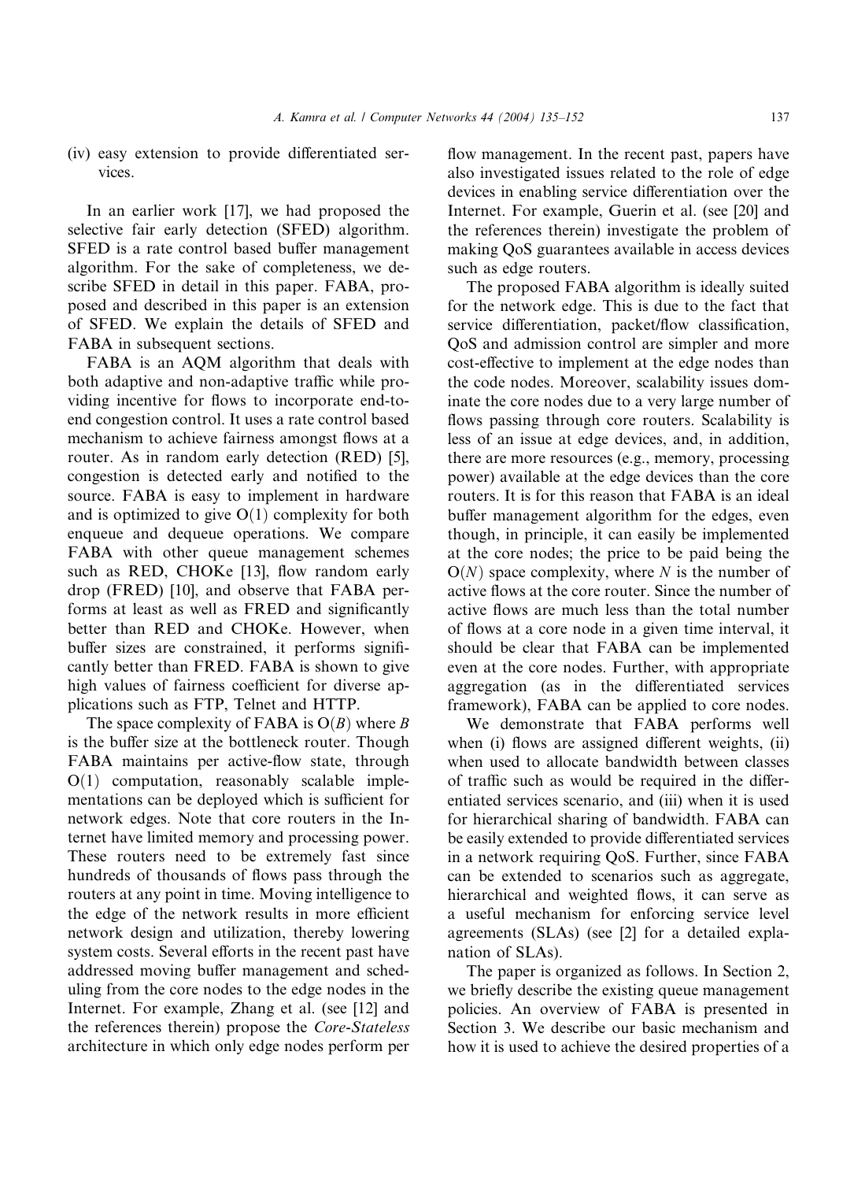(iv) easy extension to provide differentiated services.

In an earlier work [17], we had proposed the selective fair early detection (SFED) algorithm. SFED is a rate control based buffer management algorithm. For the sake of completeness, we describe SFED in detail in this paper. FABA, proposed and described in this paper is an extension of SFED. We explain the details of SFED and FABA in subsequent sections.

FABA is an AQM algorithm that deals with both adaptive and non-adaptive traffic while providing incentive for flows to incorporate end-to-end congestion control. It uses a rate control based mechanism to achieve fairness amongst flows at a router. As in random early detection (RED) [5], congestion is detected early and notified to the source. FABA is easy to implement in hardware and is optimized to give O(1) complexity for both enqueue and dequeue operations. We compare FABA with other queue management schemes such as RED, CHOKe [13], flow random early drop (FRED) [10], and observe that FABA performs at least as well as FRED and significantly better than RED and CHOKe. However, when buffer sizes are constrained, it performs significantly better than FRED. FABA is shown to give high values of fairness coefficient for diverse applications such as FTP, Telnet and HTTP.

The space complexity of FABA is O($B$) where $B$ is the buffer size at the bottleneck router. Though FABA maintains per active-flow state, through O(1) computation, reasonably scalable implementations can be deployed which is sufficient for network edges. Note that core routers in the Internet have limited memory and processing power. These routers need to be extremely fast since hundreds of thousands of flows pass through the routers at any point in time. Moving intelligence to the edge of the network results in more efficient network design and utilization, thereby lowering system costs. Several efforts in the recent past have addressed moving buffer management and scheduling from the core nodes to the edge nodes in the Internet. For example, Zhang et al. (see [12] and the references therein) propose the *Core-Stateless* architecture in which only edge nodes perform per flow management. In the recent past, papers have also investigated issues related to the role of edge devices in enabling service differentiation over the Internet. For example, Guerin et al. (see [20] and the references therein) investigate the problem of making QoS guarantees available in access devices such as edge routers.

The proposed FABA algorithm is ideally suited for the network edge. This is due to the fact that service differentiation, packet/flow classification, QoS and admission control are simpler and more cost-effective to implement at the edge nodes than the code nodes. Moreover, scalability issues dominate the core nodes due to a very large number of flows passing through core routers. Scalability is less of an issue at edge devices, and, in addition, there are more resources (e.g., memory, processing power) available at the edge devices than the core routers. It is for this reason that FABA is an ideal buffer management algorithm for the edges, even though, in principle, it can easily be implemented at the core nodes; the price to be paid being the O($N$) space complexity, where $N$ is the number of active flows at the core router. Since the number of active flows are much less than the total number of flows at a core node in a given time interval, it should be clear that FABA can be implemented even at the core nodes. Further, with appropriate aggregation (as in the differentiated services framework), FABA can be applied to core nodes.

We demonstrate that FABA performs well when (i) flows are assigned different weights, (ii) when used to allocate bandwidth between classes of traffic such as would be required in the differentiated services scenario, and (iii) when it is used for hierarchical sharing of bandwidth. FABA can be easily extended to provide differentiated services in a network requiring QoS. Further, since FABA can be extended to scenarios such as aggregate, hierarchical and weighted flows, it can serve as a useful mechanism for enforcing service level agreements (SLAs) (see [2] for a detailed explanation of SLAs).

The paper is organized as follows. In Section 2, we briefly describe the existing queue management policies. An overview of FABA is presented in Section 3. We describe our basic mechanism and how it is used to achieve the desired properties of a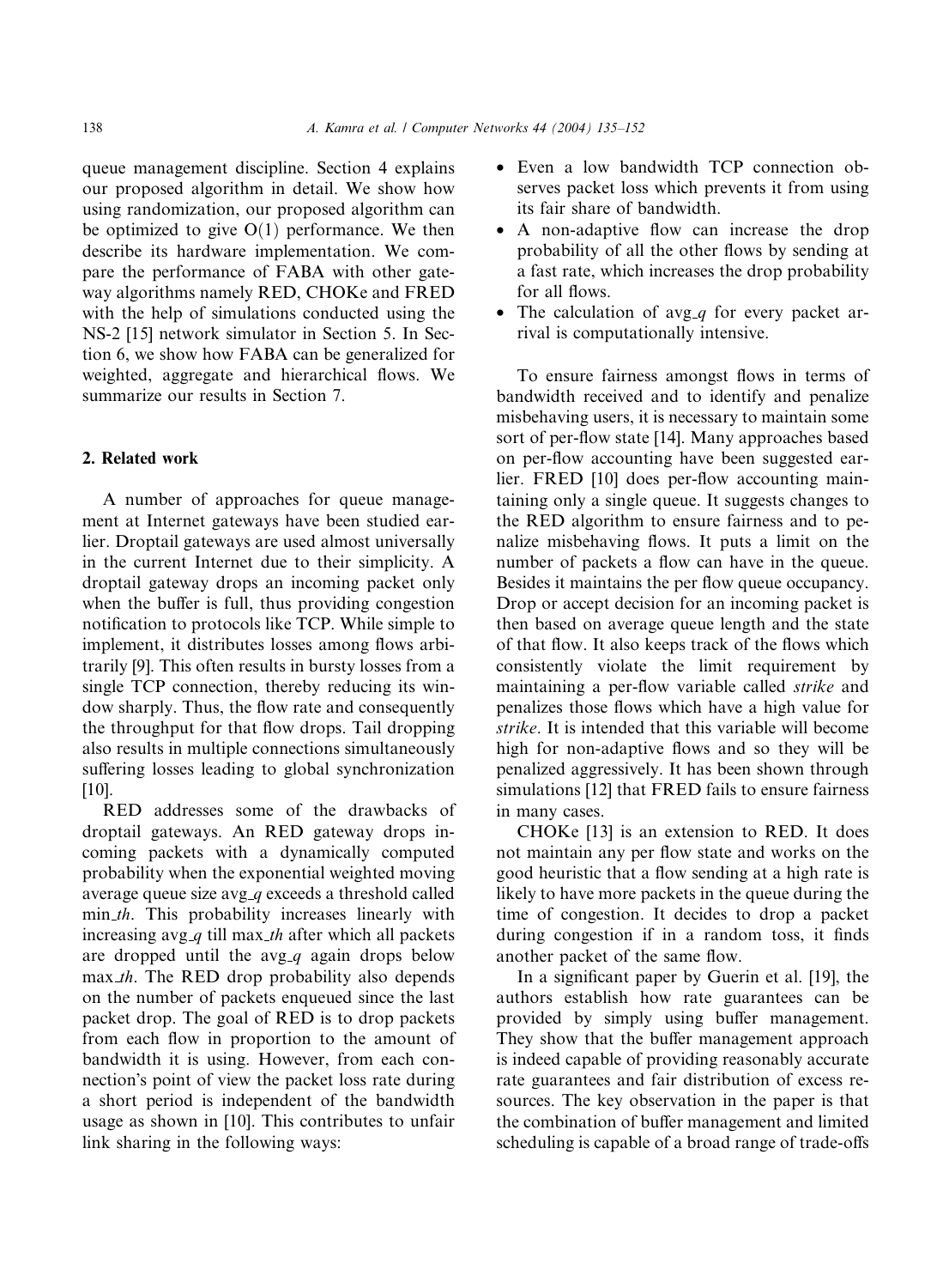queue management discipline. Section 4 explains our proposed algorithm in detail. We show how using randomization, our proposed algorithm can be optimized to give O(1) performance. We then describe its hardware implementation. We compare the performance of FABA with other gateway algorithms namely RED, CHOKe and FRED with the help of simulations conducted using the NS-2 [15] network simulator in Section 5. In Section 6, we show how FABA can be generalized for weighted, aggregate and hierarchical flows. We summarize our results in Section 7.

## 2. Related work

A number of approaches for queue management at Internet gateways have been studied earlier. Droptail gateways are used almost universally in the current Internet due to their simplicity. A droptail gateway drops an incoming packet only when the buffer is full, thus providing congestion notification to protocols like TCP. While simple to implement, it distributes losses among flows arbitrarily [9]. This often results in bursty losses from a single TCP connection, thereby reducing its window sharply. Thus, the flow rate and consequently the throughput for that flow drops. Tail dropping also results in multiple connections simultaneously suffering losses leading to global synchronization [10].

RED addresses some of the drawbacks of droptail gateways. An RED gateway drops incoming packets with a dynamically computed probability when the exponential weighted moving average queue size avg_*q* exceeds a threshold called min_*th*. This probability increases linearly with increasing avg_*q* till max_*th* after which all packets are dropped until the avg_*q* again drops below max_*th*. The RED drop probability also depends on the number of packets enqueued since the last packet drop. The goal of RED is to drop packets from each flow in proportion to the amount of bandwidth it is using. However, from each connection's point of view the packet loss rate during a short period is independent of the bandwidth usage as shown in [10]. This contributes to unfair link sharing in the following ways:

- Even a low bandwidth TCP connection observes packet loss which prevents it from using its fair share of bandwidth.
- A non-adaptive flow can increase the drop probability of all the other flows by sending at a fast rate, which increases the drop probability for all flows.
- The calculation of avg_*q* for every packet arrival is computationally intensive.

To ensure fairness amongst flows in terms of bandwidth received and to identify and penalize misbehaving users, it is necessary to maintain some sort of per-flow state [14]. Many approaches based on per-flow accounting have been suggested earlier. FRED [10] does per-flow accounting maintaining only a single queue. It suggests changes to the RED algorithm to ensure fairness and to penalize misbehaving flows. It puts a limit on the number of packets a flow can have in the queue. Besides it maintains the per flow queue occupancy. Drop or accept decision for an incoming packet is then based on average queue length and the state of that flow. It also keeps track of the flows which consistently violate the limit requirement by maintaining a per-flow variable called *strike* and penalizes those flows which have a high value for *strike*. It is intended that this variable will become high for non-adaptive flows and so they will be penalized aggressively. It has been shown through simulations [12] that FRED fails to ensure fairness in many cases.

CHOKe [13] is an extension to RED. It does not maintain any per flow state and works on the good heuristic that a flow sending at a high rate is likely to have more packets in the queue during the time of congestion. It decides to drop a packet during congestion if in a random toss, it finds another packet of the same flow.

In a significant paper by Guerin et al. [19], the authors establish how rate guarantees can be provided by simply using buffer management. They show that the buffer management approach is indeed capable of providing reasonably accurate rate guarantees and fair distribution of excess resources. The key observation in the paper is that the combination of buffer management and limited scheduling is capable of a broad range of trade-offs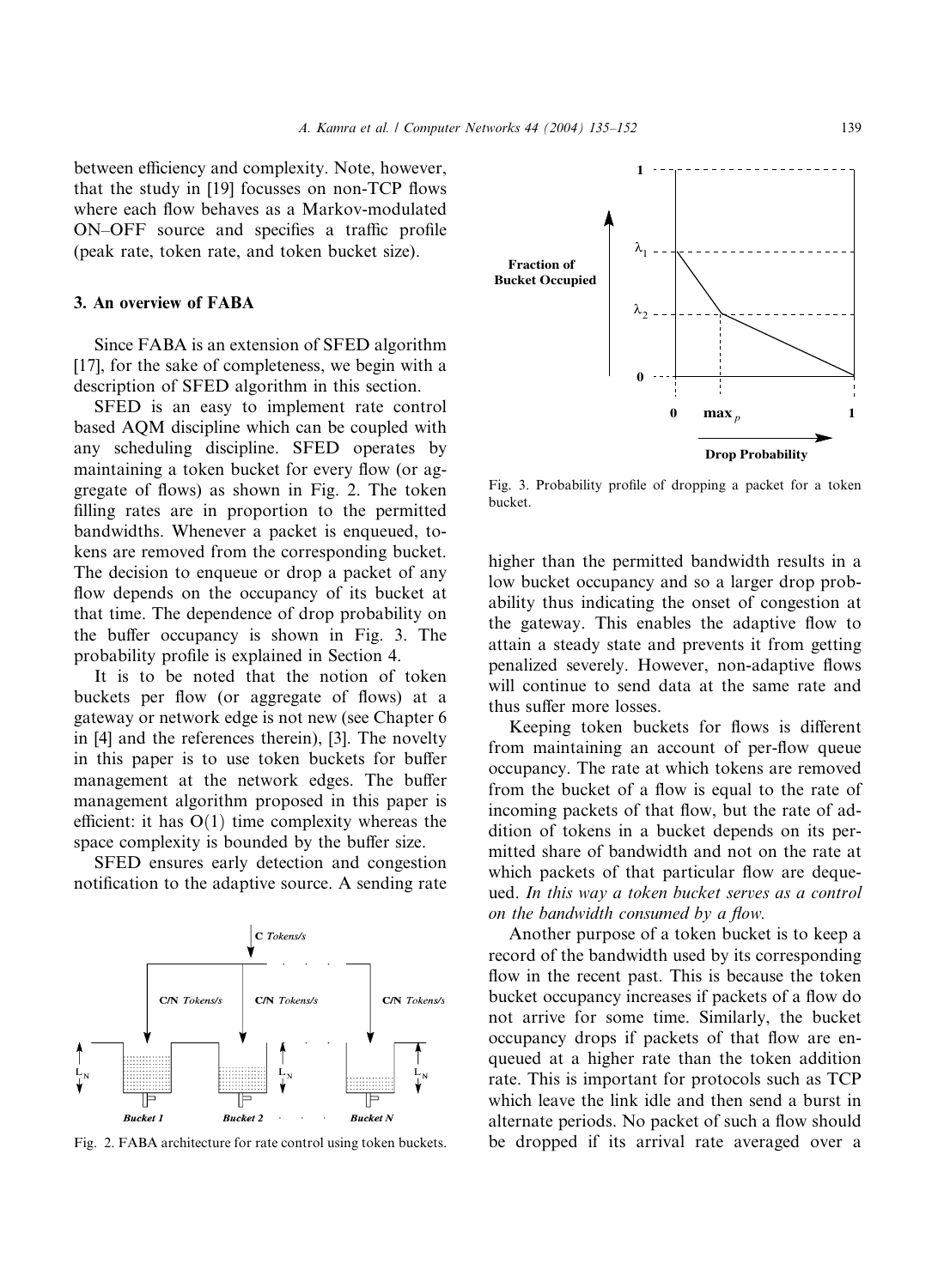between efficiency and complexity. Note, however, that the study in [19] focusses on non-TCP flows where each flow behaves as a Markov-modulated ON–OFF source and specifies a traffic profile (peak rate, token rate, and token bucket size).

## 3. An overview of FABA

Since FABA is an extension of SFED algorithm [17], for the sake of completeness, we begin with a description of SFED algorithm in this section.

SFED is an easy to implement rate control based AQM discipline which can be coupled with any scheduling discipline. SFED operates by maintaining a token bucket for every flow (or aggregate of flows) as shown in Fig. 2. The token filling rates are in proportion to the permitted bandwidths. Whenever a packet is enqueued, tokens are removed from the corresponding bucket. The decision to enqueue or drop a packet of any flow depends on the occupancy of its bucket at that time. The dependence of drop probability on the buffer occupancy is shown in Fig. 3. The probability profile is explained in Section 4.

It is to be noted that the notion of token buckets per flow (or aggregate of flows) at a gateway or network edge is not new (see Chapter 6 in [4] and the references therein), [3]. The novelty in this paper is to use token buckets for buffer management at the network edges. The buffer management algorithm proposed in this paper is efficient: it has $O(1)$ time complexity whereas the space complexity is bounded by the buffer size.

SFED ensures early detection and congestion notification to the adaptive source. A sending rate higher than the permitted bandwidth results in a low bucket occupancy and so a larger drop probability thus indicating the onset of congestion at the gateway. This enables the adaptive flow to attain a steady state and prevents it from getting penalized severely. However, non-adaptive flows will continue to send data at the same rate and thus suffer more losses.

Fig. 2. FABA architecture for rate control using token buckets.

Fig. 3. Probability profile of dropping a packet for a token bucket.

Keeping token buckets for flows is different from maintaining an account of per-flow queue occupancy. The rate at which tokens are removed from the bucket of a flow is equal to the rate of incoming packets of that flow, but the rate of addition of tokens in a bucket depends on its permitted share of bandwidth and not on the rate at which packets of that particular flow are dequeued. *In this way a token bucket serves as a control on the bandwidth consumed by a flow.*

Another purpose of a token bucket is to keep a record of the bandwidth used by its corresponding flow in the recent past. This is because the token bucket occupancy increases if packets of a flow do not arrive for some time. Similarly, the bucket occupancy drops if packets of that flow are enqueued at a higher rate than the token addition rate. This is important for protocols such as TCP which leave the link idle and then send a burst in alternate periods. No packet of such a flow should be dropped if its arrival rate averaged over a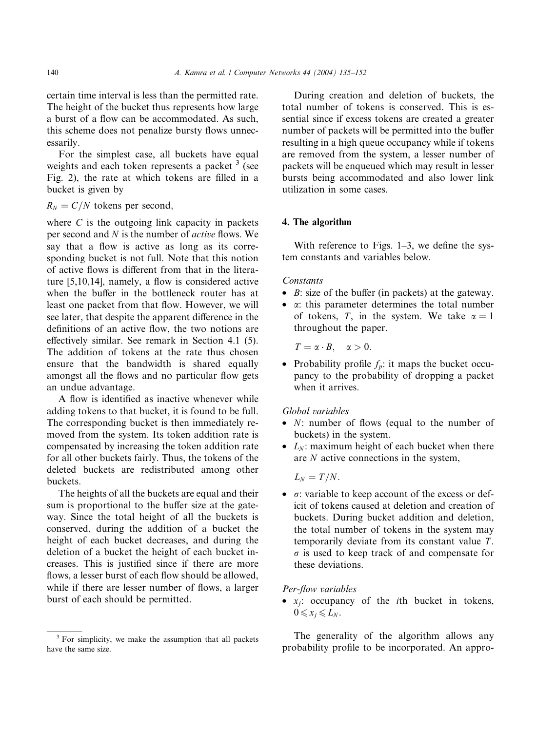certain time interval is less than the permitted rate. The height of the bucket thus represents how large a burst of a flow can be accommodated. As such, this scheme does not penalize bursty flows unnecessarily.

For the simplest case, all buckets have equal weights and each token represents a packet [3] (see Fig. 2), the rate at which tokens are filled in a bucket is given by

$R_N = C/N$ tokens per second,

where $C$ is the outgoing link capacity in packets per second and $N$ is the number of *active* flows. We say that a flow is active as long as its corresponding bucket is not full. Note that this notion of active flows is different from that in the literature [5,10,14], namely, a flow is considered active when the buffer in the bottleneck router has at least one packet from that flow. However, we will see later, that despite the apparent difference in the definitions of an active flow, the two notions are effectively similar. See remark in Section 4.1 (5). The addition of tokens at the rate thus chosen ensure that the bandwidth is shared equally amongst all the flows and no particular flow gets an undue advantage.

A flow is identified as inactive whenever while adding tokens to that bucket, it is found to be full. The corresponding bucket is then immediately removed from the system. Its token addition rate is compensated by increasing the token addition rate for all other buckets fairly. Thus, the tokens of the deleted buckets are redistributed among other buckets.

The heights of all the buckets are equal and their sum is proportional to the buffer size at the gateway. Since the total height of all the buckets is conserved, during the addition of a bucket the height of each bucket decreases, and during the deletion of a bucket the height of each bucket increases. This is justified since if there are more flows, a lesser burst of each flow should be allowed, while if there are lesser number of flows, a larger burst of each should be permitted.

During creation and deletion of buckets, the total number of tokens is conserved. This is essential since if excess tokens are created a greater number of packets will be permitted into the buffer resulting in a high queue occupancy while if tokens are removed from the system, a lesser number of packets will be enqueued which may result in lesser bursts being accommodated and also lower link utilization in some cases.

## 4. The algorithm

With reference to Figs. 1–3, we define the system constants and variables below.

*Constants*

- $B$: size of the buffer (in packets) at the gateway.
- $\alpha$: this parameter determines the total number of tokens, $T$, in the system. We take $\alpha = 1$ throughout the paper.

  $$T = \alpha \cdot B, \quad \alpha > 0.$$

- Probability profile $f_p$: it maps the bucket occupancy to the probability of dropping a packet when it arrives.

*Global variables*

- $N$: number of flows (equal to the number of buckets) in the system.
- $L_N$: maximum height of each bucket when there are $N$ active connections in the system,

  $$L_N = T/N.$$

- $\sigma$: variable to keep account of the excess or deficit of tokens caused at deletion and creation of buckets. During bucket addition and deletion, the total number of tokens in the system may temporarily deviate from its constant value $T$. $\sigma$ is used to keep track of and compensate for these deviations.

*Per-flow variables*

- $x_j$: occupancy of the $i$th bucket in tokens, $0 \leqslant x_j \leqslant L_N$.

The generality of the algorithm allows any probability profile to be incorporated. An appro-

[3] For simplicity, we make the assumption that all packets have the same size.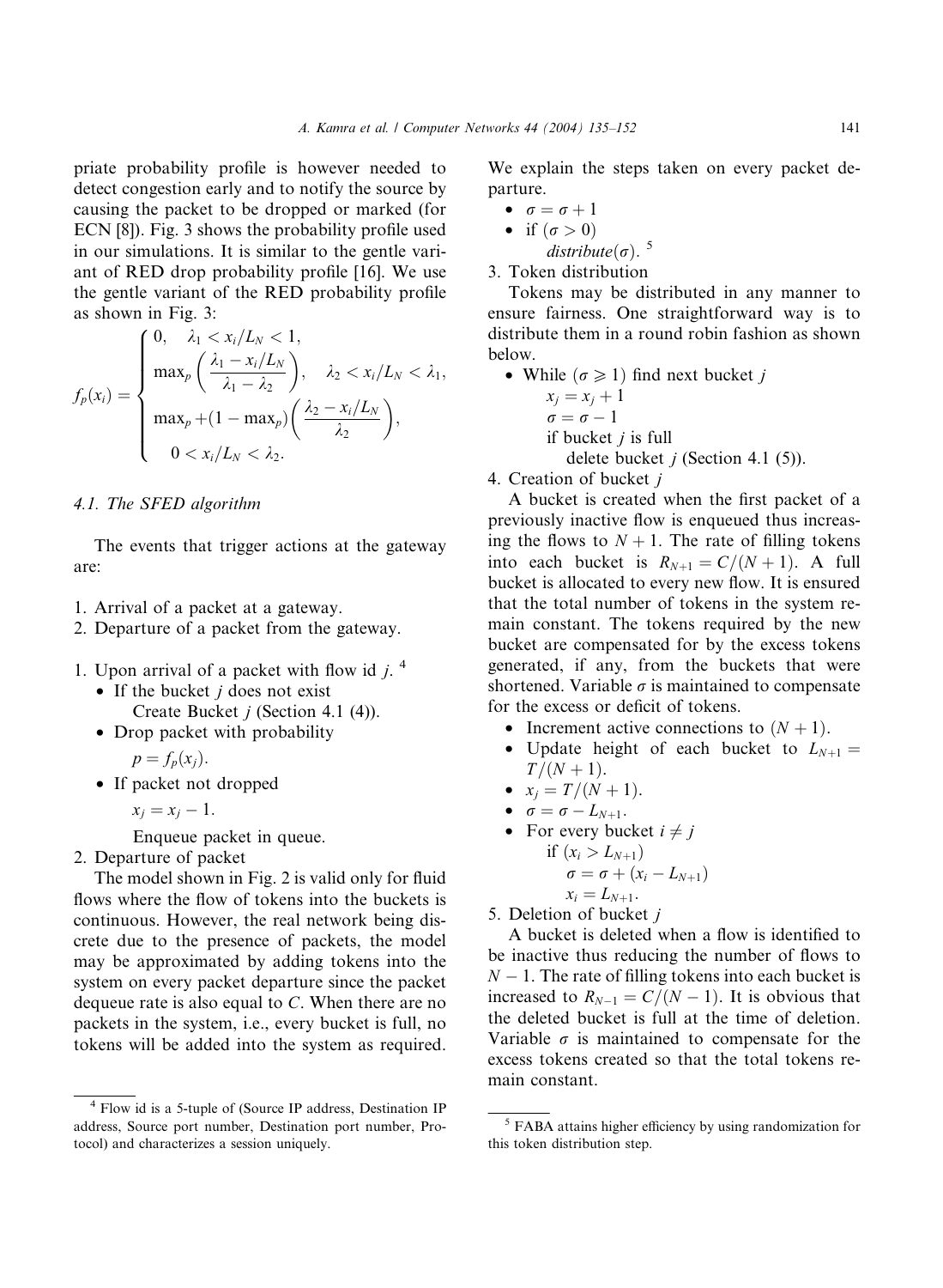priate probability profile is however needed to detect congestion early and to notify the source by causing the packet to be dropped or marked (for ECN [8]). Fig. 3 shows the probability profile used in our simulations. It is similar to the gentle variant of RED drop probability profile [16]. We use the gentle variant of the RED probability profile as shown in Fig. 3:

$$f_p(x_i) = \begin{cases} 0, & \lambda_1 < x_i/L_N < 1, \\ \max_p\left(\dfrac{\lambda_1 - x_i/L_N}{\lambda_1 - \lambda_2}\right), & \lambda_2 < x_i/L_N < \lambda_1, \\ \max_p + (1 - \max_p)\left(\dfrac{\lambda_2 - x_i/L_N}{\lambda_2}\right), & \\ 0 < x_i/L_N < \lambda_2. & \end{cases}$$

### 4.1. The SFED algorithm

The events that trigger actions at the gateway are:

1. Arrival of a packet at a gateway.
2. Departure of a packet from the gateway.

1. Upon arrival of a packet with flow id $j$. [4]
   - If the bucket $j$ does not exist
     Create Bucket $j$ (Section 4.1 (4)).
   - Drop packet with probability
     $p = f_p(x_j)$.
   - If packet not dropped
     $x_j = x_j - 1$.
     Enqueue packet in queue.
2. Departure of packet

   The model shown in Fig. 2 is valid only for fluid flows where the flow of tokens into the buckets is continuous. However, the real network being discrete due to the presence of packets, the model may be approximated by adding tokens into the system on every packet departure since the packet dequeue rate is also equal to $C$. When there are no packets in the system, i.e., every bucket is full, no tokens will be added into the system as required. We explain the steps taken on every packet departure.
   - $\sigma = \sigma + 1$
   - if $(\sigma > 0)$
     *distribute*$(\sigma)$. [5]
3. Token distribution

   Tokens may be distributed in any manner to ensure fairness. One straightforward way is to distribute them in a round robin fashion as shown below.
   - While $(\sigma \geqslant 1)$ find next bucket $j$
     $x_j = x_j + 1$
     $\sigma = \sigma - 1$
     if bucket $j$ is full
       delete bucket $j$ (Section 4.1 (5)).
4. Creation of bucket $j$

   A bucket is created when the first packet of a previously inactive flow is enqueued thus increasing the flows to $N+1$. The rate of filling tokens into each bucket is $R_{N+1} = C/(N+1)$. A full bucket is allocated to every new flow. It is ensured that the total number of tokens in the system remain constant. The tokens required by the new bucket are compensated for by the excess tokens generated, if any, from the buckets that were shortened. Variable $\sigma$ is maintained to compensate for the excess or deficit of tokens.
   - Increment active connections to $(N+1)$.
   - Update height of each bucket to $L_{N+1} = T/(N+1)$.
   - $x_j = T/(N+1)$.
   - $\sigma = \sigma - L_{N+1}$.
   - For every bucket $i \neq j$
     if $(x_i > L_{N+1})$
       $\sigma = \sigma + (x_i - L_{N+1})$
       $x_i = L_{N+1}$.
5. Deletion of bucket $j$

   A bucket is deleted when a flow is identified to be inactive thus reducing the number of flows to $N-1$. The rate of filling tokens into each bucket is increased to $R_{N-1} = C/(N-1)$. It is obvious that the deleted bucket is full at the time of deletion. Variable $\sigma$ is maintained to compensate for the excess tokens created so that the total tokens remain constant.

[4] Flow id is a 5-tuple of (Source IP address, Destination IP address, Source port number, Destination port number, Protocol) and characterizes a session uniquely.

[5] FABA attains higher efficiency by using randomization for this token distribution step.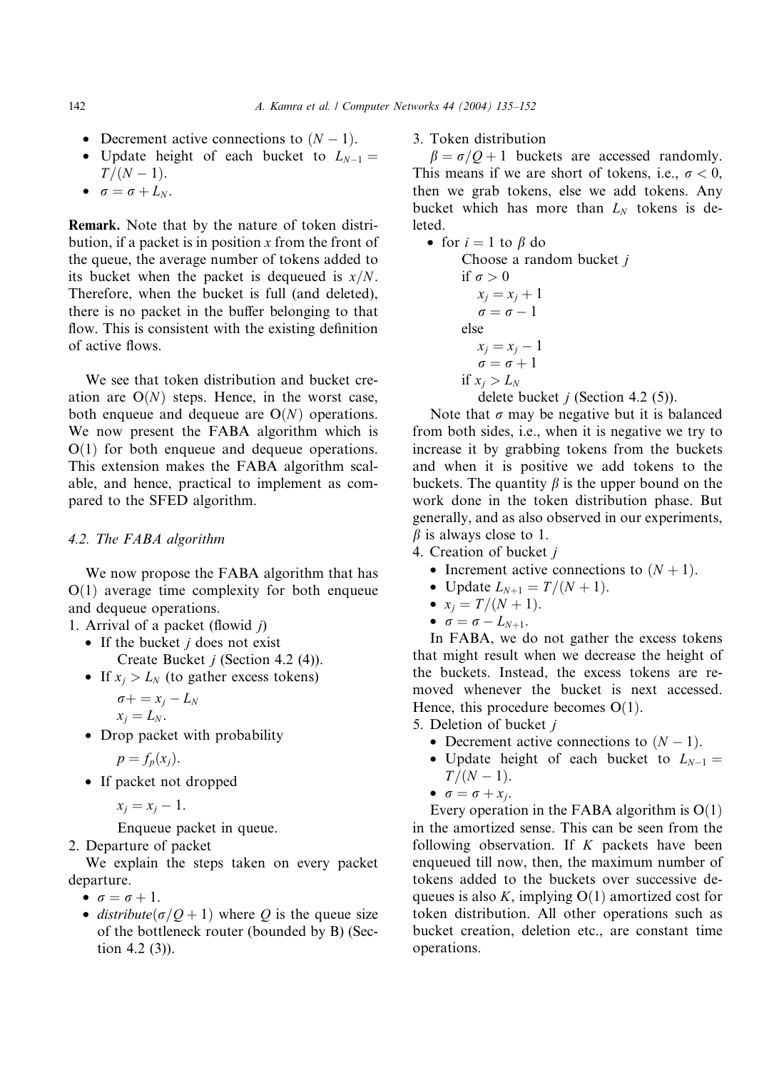- Decrement active connections to $(N - 1)$.
- Update height of each bucket to $L_{N-1} = T/(N-1)$.
- $\sigma = \sigma + L_N$.

**Remark.** Note that by the nature of token distribution, if a packet is in position $x$ from the front of the queue, the average number of tokens added to its bucket when the packet is dequeued is $x/N$. Therefore, when the bucket is full (and deleted), there is no packet in the buffer belonging to that flow. This is consistent with the existing definition of active flows.

We see that token distribution and bucket creation are $O(N)$ steps. Hence, in the worst case, both enqueue and dequeue are $O(N)$ operations. We now present the FABA algorithm which is $O(1)$ for both enqueue and dequeue operations. This extension makes the FABA algorithm scalable, and hence, practical to implement as compared to the SFED algorithm.

### 4.2. The FABA algorithm

We now propose the FABA algorithm that has $O(1)$ average time complexity for both enqueue and dequeue operations.

1. Arrival of a packet (flowid $j$)
   - If the bucket $j$ does not exist
     Create Bucket $j$ (Section 4.2 (4)).
   - If $x_j > L_N$ (to gather excess tokens)
     $\sigma += x_j - L_N$
     $x_j = L_N$.
   - Drop packet with probability
     $p = f_p(x_j)$.
   - If packet not dropped
     $x_j = x_j - 1$.
     Enqueue packet in queue.
2. Departure of packet
   We explain the steps taken on every packet departure.
   - $\sigma = \sigma + 1$.
   - *distribute*$(\sigma/Q + 1)$ where $Q$ is the queue size of the bottleneck router (bounded by B) (Section 4.2 (3)).
3. Token distribution
   $\beta = \sigma/Q + 1$ buckets are accessed randomly. This means if we are short of tokens, i.e., $\sigma < 0$, then we grab tokens, else we add tokens. Any bucket which has more than $L_N$ tokens is deleted.
   - for $i = 1$ to $\beta$ do
     Choose a random bucket $j$
     if $\sigma > 0$
       $x_j = x_j + 1$
       $\sigma = \sigma - 1$
     else
       $x_j = x_j - 1$
       $\sigma = \sigma + 1$
     if $x_j > L_N$
       delete bucket $j$ (Section 4.2 (5)).

   Note that $\sigma$ may be negative but it is balanced from both sides, i.e., when it is negative we try to increase it by grabbing tokens from the buckets and when it is positive we add tokens to the buckets. The quantity $\beta$ is the upper bound on the work done in the token distribution phase. But generally, and as also observed in our experiments, $\beta$ is always close to 1.
4. Creation of bucket $j$
   - Increment active connections to $(N + 1)$.
   - Update $L_{N+1} = T/(N + 1)$.
   - $x_j = T/(N + 1)$.
   - $\sigma = \sigma - L_{N+1}$.

   In FABA, we do not gather the excess tokens that might result when we decrease the height of the buckets. Instead, the excess tokens are removed whenever the bucket is next accessed. Hence, this procedure becomes $O(1)$.
5. Deletion of bucket $j$
   - Decrement active connections to $(N - 1)$.
   - Update height of each bucket to $L_{N-1} = T/(N-1)$.
   - $\sigma = \sigma + x_j$.

   Every operation in the FABA algorithm is $O(1)$ in the amortized sense. This can be seen from the following observation. If $K$ packets have been enqueued till now, then, the maximum number of tokens added to the buckets over successive dequeues is also $K$, implying $O(1)$ amortized cost for token distribution. All other operations such as bucket creation, deletion etc., are constant time operations.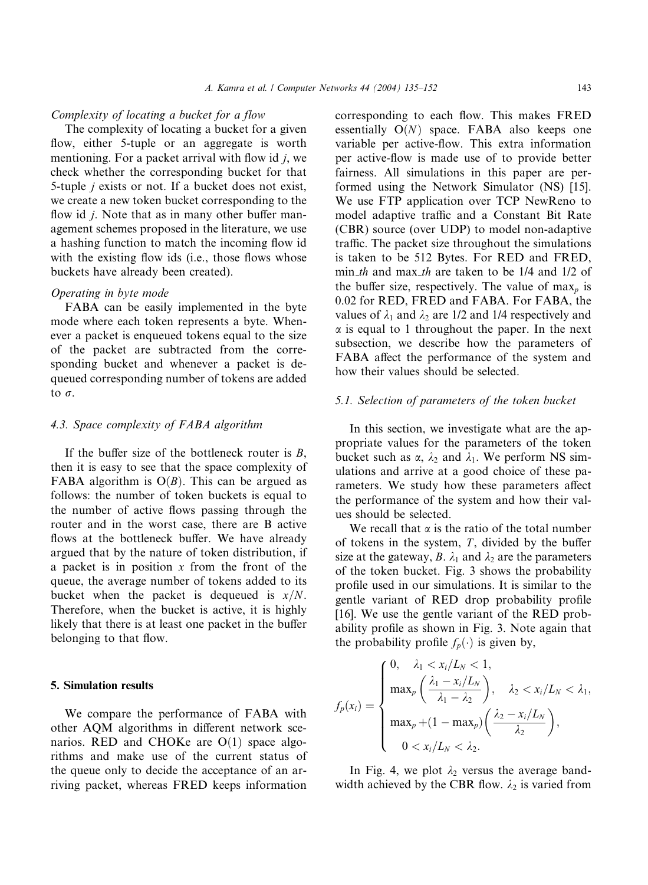*Complexity of locating a bucket for a flow*

The complexity of locating a bucket for a given flow, either 5-tuple or an aggregate is worth mentioning. For a packet arrival with flow id $j$, we check whether the corresponding bucket for that 5-tuple $j$ exists or not. If a bucket does not exist, we create a new token bucket corresponding to the flow id $j$. Note that as in many other buffer management schemes proposed in the literature, we use a hashing function to match the incoming flow id with the existing flow ids (i.e., those flows whose buckets have already been created).

*Operating in byte mode*

FABA can be easily implemented in the byte mode where each token represents a byte. Whenever a packet is enqueued tokens equal to the size of the packet are subtracted from the corresponding bucket and whenever a packet is dequeued corresponding number of tokens are added to $\sigma$.

### 4.3. Space complexity of FABA algorithm

If the buffer size of the bottleneck router is $B$, then it is easy to see that the space complexity of FABA algorithm is $O(B)$. This can be argued as follows: the number of token buckets is equal to the number of active flows passing through the router and in the worst case, there are B active flows at the bottleneck buffer. We have already argued that by the nature of token distribution, if a packet is in position $x$ from the front of the queue, the average number of tokens added to its bucket when the packet is dequeued is $x/N$. Therefore, when the bucket is active, it is highly likely that there is at least one packet in the buffer belonging to that flow.

## 5. Simulation results

We compare the performance of FABA with other AQM algorithms in different network scenarios. RED and CHOKe are $O(1)$ space algorithms and make use of the current status of the queue only to decide the acceptance of an arriving packet, whereas FRED keeps information corresponding to each flow. This makes FRED essentially $O(N)$ space. FABA also keeps one variable per active-flow. This extra information per active-flow is made use of to provide better fairness. All simulations in this paper are performed using the Network Simulator (NS) [15]. We use FTP application over TCP NewReno to model adaptive traffic and a Constant Bit Rate (CBR) source (over UDP) to model non-adaptive traffic. The packet size throughout the simulations is taken to be 512 Bytes. For RED and FRED, min_*th* and max_*th* are taken to be 1/4 and 1/2 of the buffer size, respectively. The value of $\max_p$ is 0.02 for RED, FRED and FABA. For FABA, the values of $\lambda_1$ and $\lambda_2$ are 1/2 and 1/4 respectively and $\alpha$ is equal to 1 throughout the paper. In the next subsection, we describe how the parameters of FABA affect the performance of the system and how their values should be selected.

### 5.1. Selection of parameters of the token bucket

In this section, we investigate what are the appropriate values for the parameters of the token bucket such as $\alpha$, $\lambda_2$ and $\lambda_1$. We perform NS simulations and arrive at a good choice of these parameters. We study how these parameters affect the performance of the system and how their values should be selected.

We recall that $\alpha$ is the ratio of the total number of tokens in the system, $T$, divided by the buffer size at the gateway, $B$. $\lambda_1$ and $\lambda_2$ are the parameters of the token bucket. Fig. 3 shows the probability profile used in our simulations. It is similar to the gentle variant of RED drop probability profile [16]. We use the gentle variant of the RED probability profile as shown in Fig. 3. Note again that the probability profile $f_p(\cdot)$ is given by,

$$f_p(x_i) = \begin{cases} 0, \quad \lambda_1 < x_i/L_N < 1, \\ \max_p \left( \dfrac{\lambda_1 - x_i/L_N}{\lambda_1 - \lambda_2} \right), \quad \lambda_2 < x_i/L_N < \lambda_1, \\ \max_p + (1 - \max_p) \left( \dfrac{\lambda_2 - x_i/L_N}{\lambda_2} \right), \\ \quad 0 < x_i/L_N < \lambda_2. \end{cases}$$

In Fig. 4, we plot $\lambda_2$ versus the average bandwidth achieved by the CBR flow. $\lambda_2$ is varied from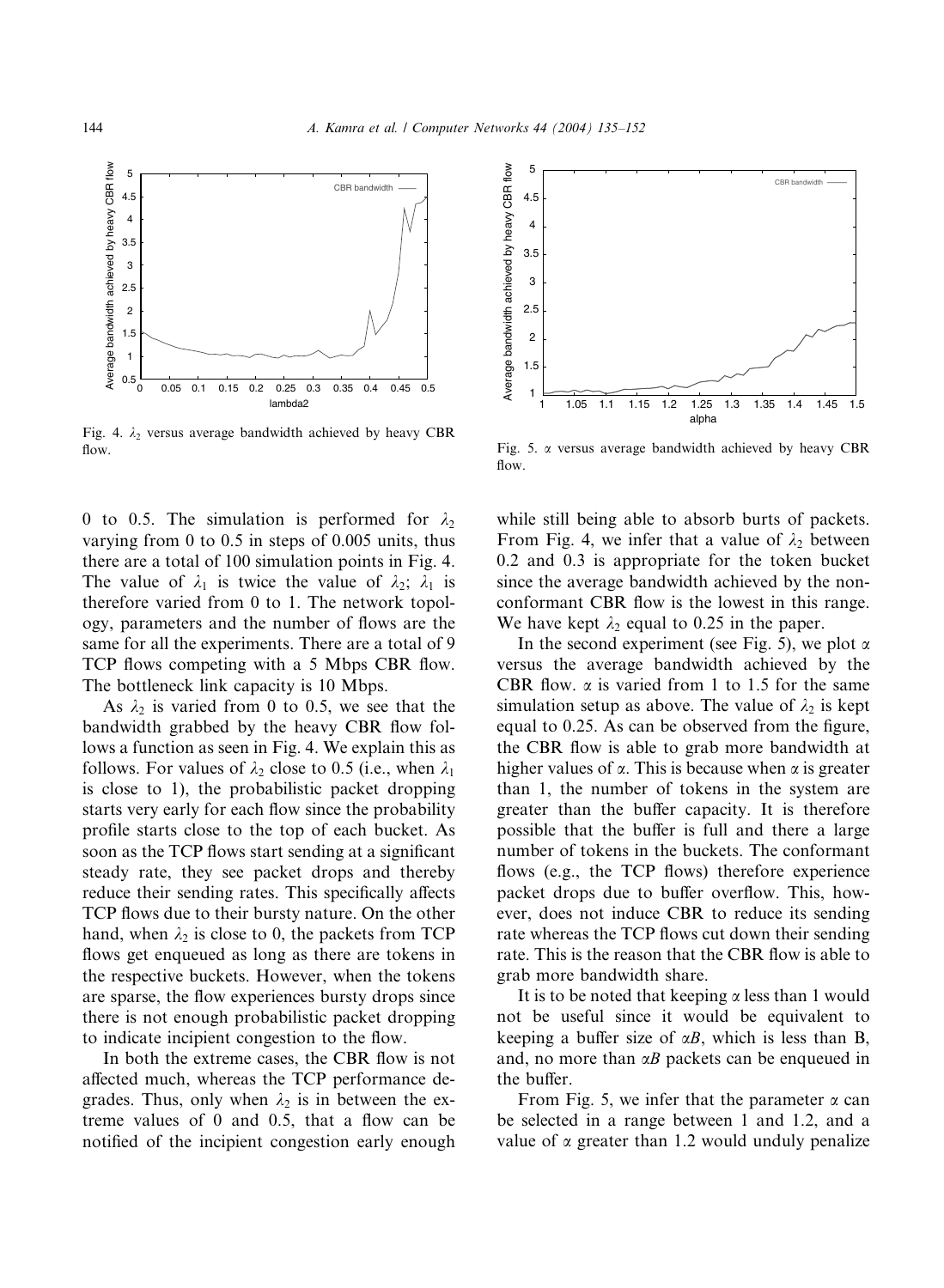Fig. 4. $\lambda_2$ versus average bandwidth achieved by heavy CBR flow.

Fig. 5. $\alpha$ versus average bandwidth achieved by heavy CBR flow.

0 to 0.5. The simulation is performed for $\lambda_2$ varying from 0 to 0.5 in steps of 0.005 units, thus there are a total of 100 simulation points in Fig. 4. The value of $\lambda_1$ is twice the value of $\lambda_2$; $\lambda_1$ is therefore varied from 0 to 1. The network topology, parameters and the number of flows are the same for all the experiments. There are a total of 9 TCP flows competing with a 5 Mbps CBR flow. The bottleneck link capacity is 10 Mbps.

As $\lambda_2$ is varied from 0 to 0.5, we see that the bandwidth grabbed by the heavy CBR flow follows a function as seen in Fig. 4. We explain this as follows. For values of $\lambda_2$ close to 0.5 (i.e., when $\lambda_1$ is close to 1), the probabilistic packet dropping starts very early for each flow since the probability profile starts close to the top of each bucket. As soon as the TCP flows start sending at a significant steady rate, they see packet drops and thereby reduce their sending rates. This specifically affects TCP flows due to their bursty nature. On the other hand, when $\lambda_2$ is close to 0, the packets from TCP flows get enqueued as long as there are tokens in the respective buckets. However, when the tokens are sparse, the flow experiences bursty drops since there is not enough probabilistic packet dropping to indicate incipient congestion to the flow.

In both the extreme cases, the CBR flow is not affected much, whereas the TCP performance degrades. Thus, only when $\lambda_2$ is in between the extreme values of 0 and 0.5, that a flow can be notified of the incipient congestion early enough while still being able to absorb burts of packets. From Fig. 4, we infer that a value of $\lambda_2$ between 0.2 and 0.3 is appropriate for the token bucket since the average bandwidth achieved by the non-conformant CBR flow is the lowest in this range. We have kept $\lambda_2$ equal to 0.25 in the paper.

In the second experiment (see Fig. 5), we plot $\alpha$ versus the average bandwidth achieved by the CBR flow. $\alpha$ is varied from 1 to 1.5 for the same simulation setup as above. The value of $\lambda_2$ is kept equal to 0.25. As can be observed from the figure, the CBR flow is able to grab more bandwidth at higher values of $\alpha$. This is because when $\alpha$ is greater than 1, the number of tokens in the system are greater than the buffer capacity. It is therefore possible that the buffer is full and there a large number of tokens in the buckets. The conformant flows (e.g., the TCP flows) therefore experience packet drops due to buffer overflow. This, however, does not induce CBR to reduce its sending rate whereas the TCP flows cut down their sending rate. This is the reason that the CBR flow is able to grab more bandwidth share.

It is to be noted that keeping $\alpha$ less than 1 would not be useful since it would be equivalent to keeping a buffer size of $\alpha B$, which is less than B, and, no more than $\alpha B$ packets can be enqueued in the buffer.

From Fig. 5, we infer that the parameter $\alpha$ can be selected in a range between 1 and 1.2, and a value of $\alpha$ greater than 1.2 would unduly penalize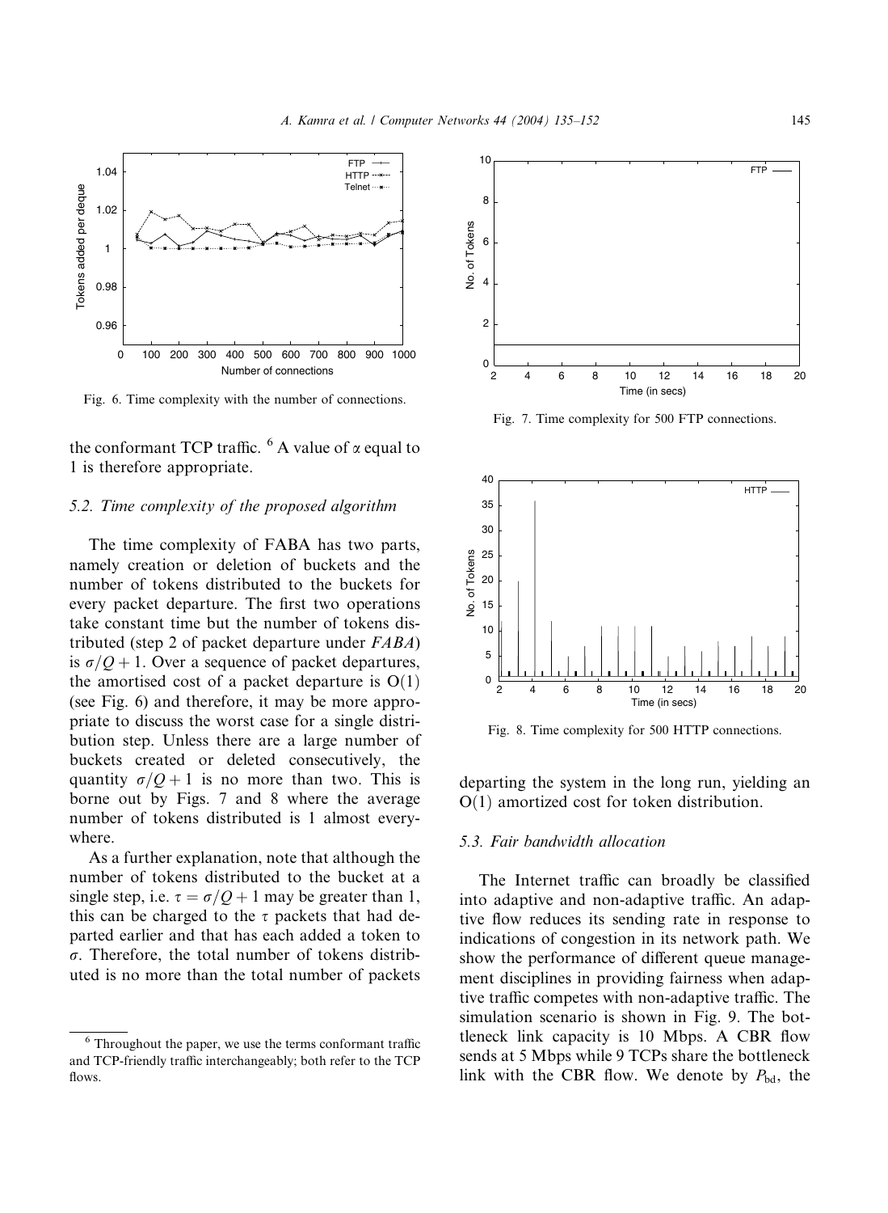Fig. 6. Time complexity with the number of connections.

Fig. 7. Time complexity for 500 FTP connections.

Fig. 8. Time complexity for 500 HTTP connections.

the conformant TCP traffic. [6] A value of $\alpha$ equal to 1 is therefore appropriate.

### 5.2. Time complexity of the proposed algorithm

The time complexity of FABA has two parts, namely creation or deletion of buckets and the number of tokens distributed to the buckets for every packet departure. The first two operations take constant time but the number of tokens distributed (step 2 of packet departure under *FABA*) is $\sigma/Q + 1$. Over a sequence of packet departures, the amortised cost of a packet departure is $O(1)$ (see Fig. 6) and therefore, it may be more appropriate to discuss the worst case for a single distribution step. Unless there are a large number of buckets created or deleted consecutively, the quantity $\sigma/Q + 1$ is no more than two. This is borne out by Figs. 7 and 8 where the average number of tokens distributed is 1 almost everywhere.

As a further explanation, note that although the number of tokens distributed to the bucket at a single step, i.e. $\tau = \sigma/Q + 1$ may be greater than 1, this can be charged to the $\tau$ packets that had departed earlier and that has each added a token to $\sigma$. Therefore, the total number of tokens distributed is no more than the total number of packets departing the system in the long run, yielding an $O(1)$ amortized cost for token distribution.

### 5.3. Fair bandwidth allocation

The Internet traffic can broadly be classified into adaptive and non-adaptive traffic. An adaptive flow reduces its sending rate in response to indications of congestion in its network path. We show the performance of different queue management disciplines in providing fairness when adaptive traffic competes with non-adaptive traffic. The simulation scenario is shown in Fig. 9. The bottleneck link capacity is 10 Mbps. A CBR flow sends at 5 Mbps while 9 TCPs share the bottleneck link with the CBR flow. We denote by $P_{bd}$, the

[6] Throughout the paper, we use the terms conformant traffic and TCP-friendly traffic interchangeably; both refer to the TCP flows.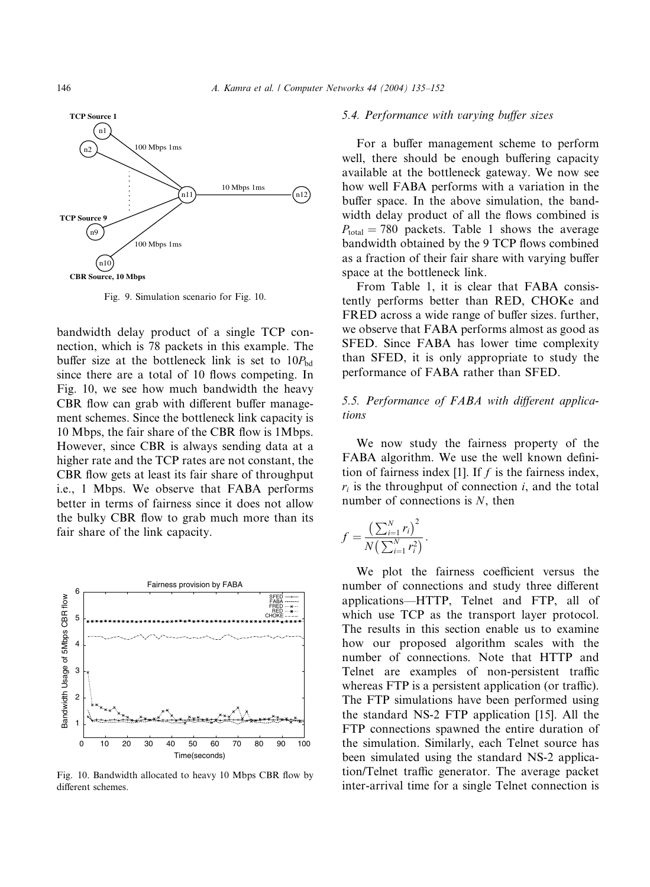Fig. 9. Simulation scenario for Fig. 10.

bandwidth delay product of a single TCP connection, which is 78 packets in this example. The buffer size at the bottleneck link is set to $10P_{bd}$ since there are a total of 10 flows competing. In Fig. 10, we see how much bandwidth the heavy CBR flow can grab with different buffer management schemes. Since the bottleneck link capacity is 10 Mbps, the fair share of the CBR flow is 1Mbps. However, since CBR is always sending data at a higher rate and the TCP rates are not constant, the CBR flow gets at least its fair share of throughput i.e., 1 Mbps. We observe that FABA performs better in terms of fairness since it does not allow the bulky CBR flow to grab much more than its fair share of the link capacity.

Fig. 10. Bandwidth allocated to heavy 10 Mbps CBR flow by different schemes.

### 5.4. Performance with varying buffer sizes

For a buffer management scheme to perform well, there should be enough buffering capacity available at the bottleneck gateway. We now see how well FABA performs with a variation in the buffer space. In the above simulation, the bandwidth delay product of all the flows combined is $P_{total} = 780$ packets. Table 1 shows the average bandwidth obtained by the 9 TCP flows combined as a fraction of their fair share with varying buffer space at the bottleneck link.

From Table 1, it is clear that FABA consistently performs better than RED, CHOKe and FRED across a wide range of buffer sizes. further, we observe that FABA performs almost as good as SFED. Since FABA has lower time complexity than SFED, it is only appropriate to study the performance of FABA rather than SFED.

### 5.5. Performance of FABA with different applications

We now study the fairness property of the FABA algorithm. We use the well known definition of fairness index [1]. If $f$ is the fairness index, $r_i$ is the throughput of connection $i$, and the total number of connections is $N$, then

$$f = \frac{\left(\sum_{i=1}^{N} r_i\right)^2}{N\left(\sum_{i=1}^{N} r_i^2\right)}.$$

We plot the fairness coefficient versus the number of connections and study three different applications—HTTP, Telnet and FTP, all of which use TCP as the transport layer protocol. The results in this section enable us to examine how our proposed algorithm scales with the number of connections. Note that HTTP and Telnet are examples of non-persistent traffic whereas FTP is a persistent application (or traffic). The FTP simulations have been performed using the standard NS-2 FTP application [15]. All the FTP connections spawned the entire duration of the simulation. Similarly, each Telnet source has been simulated using the standard NS-2 application/Telnet traffic generator. The average packet inter-arrival time for a single Telnet connection is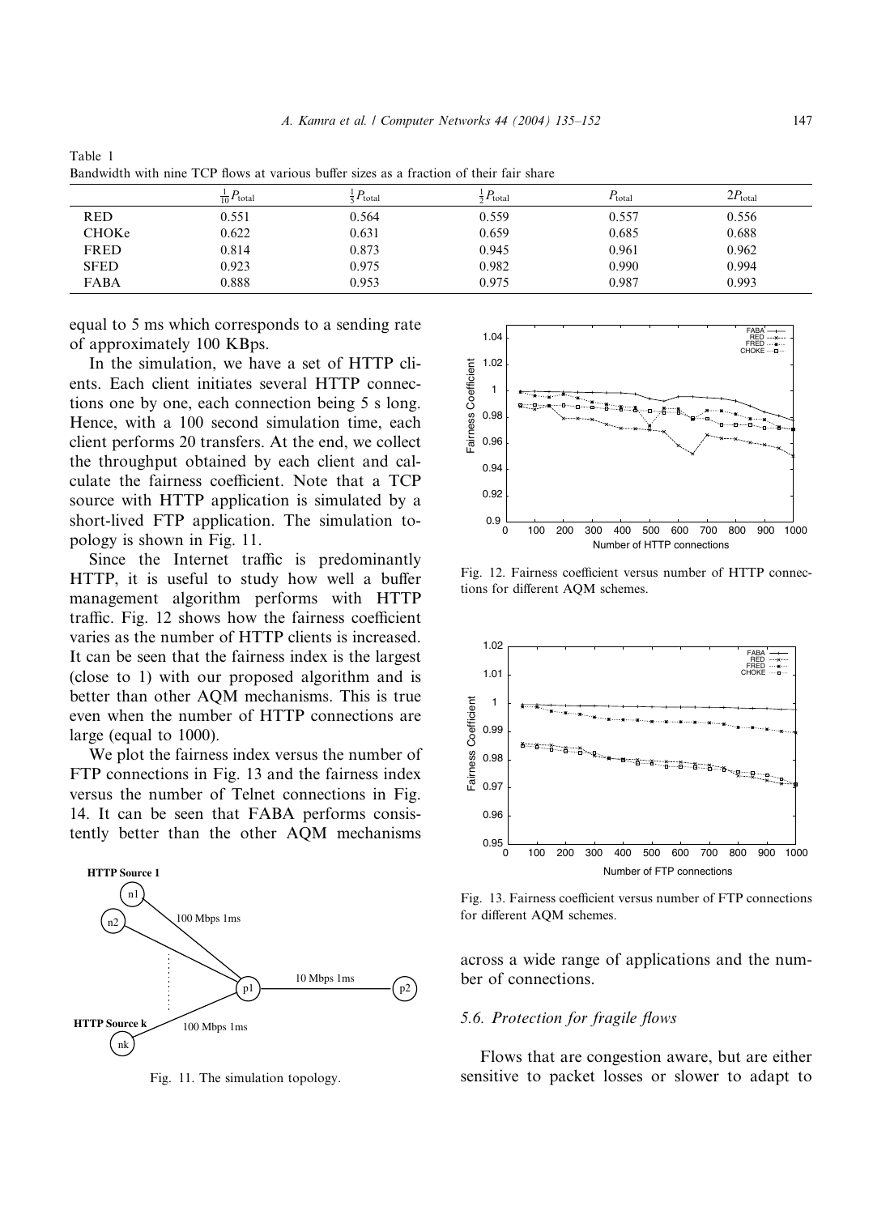Table 1
Bandwidth with nine TCP flows at various buffer sizes as a fraction of their fair share

| | $\frac{1}{10}P_{\text{total}}$ | $\frac{1}{5}P_{\text{total}}$ | $\frac{1}{2}P_{\text{total}}$ | $P_{\text{total}}$ | $2P_{\text{total}}$ |
|---|---|---|---|---|---|
| RED | 0.551 | 0.564 | 0.559 | 0.557 | 0.556 |
| CHOKe | 0.622 | 0.631 | 0.659 | 0.685 | 0.688 |
| FRED | 0.814 | 0.873 | 0.945 | 0.961 | 0.962 |
| SFED | 0.923 | 0.975 | 0.982 | 0.990 | 0.994 |
| FABA | 0.888 | 0.953 | 0.975 | 0.987 | 0.993 |

equal to 5 ms which corresponds to a sending rate of approximately 100 KBps.

In the simulation, we have a set of HTTP clients. Each client initiates several HTTP connections one by one, each connection being 5 s long. Hence, with a 100 second simulation time, each client performs 20 transfers. At the end, we collect the throughput obtained by each client and calculate the fairness coefficient. Note that a TCP source with HTTP application is simulated by a short-lived FTP application. The simulation topology is shown in Fig. 11.

Since the Internet traffic is predominantly HTTP, it is useful to study how well a buffer management algorithm performs with HTTP traffic. Fig. 12 shows how the fairness coefficient varies as the number of HTTP clients is increased. It can be seen that the fairness index is the largest (close to 1) with our proposed algorithm and is better than other AQM mechanisms. This is true even when the number of HTTP connections are large (equal to 1000).

We plot the fairness index versus the number of FTP connections in Fig. 13 and the fairness index versus the number of Telnet connections in Fig. 14. It can be seen that FABA performs consistently better than the other AQM mechanisms across a wide range of applications and the number of connections.

Fig. 11. The simulation topology.

Fig. 12. Fairness coefficient versus number of HTTP connections for different AQM schemes.

Fig. 13. Fairness coefficient versus number of FTP connections for different AQM schemes.

### 5.6. Protection for fragile flows

Flows that are congestion aware, but are either sensitive to packet losses or slower to adapt to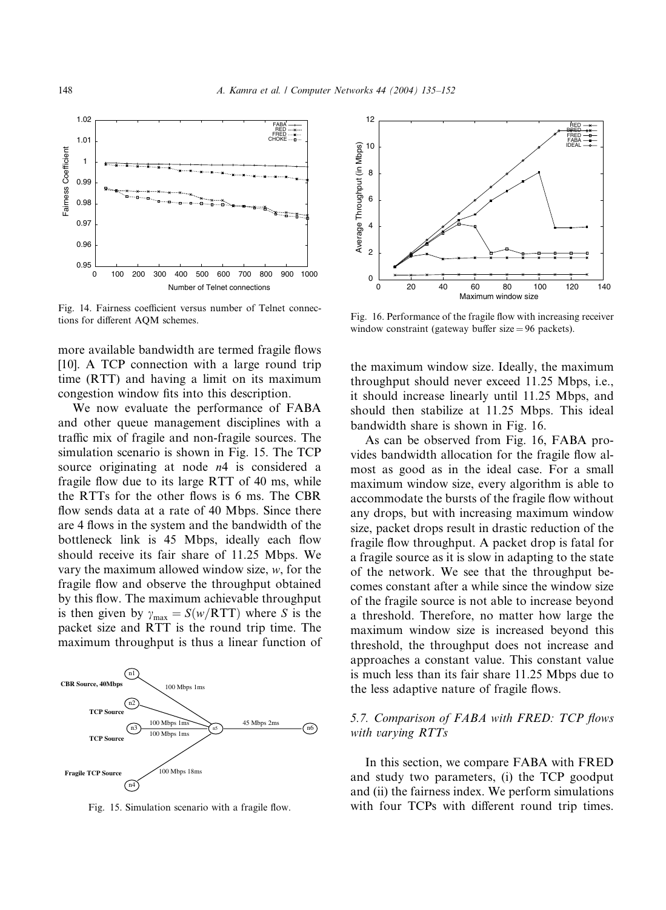Fig. 14. Fairness coefficient versus number of Telnet connections for different AQM schemes.

Fig. 16. Performance of the fragile flow with increasing receiver window constraint (gateway buffer size = 96 packets).

more available bandwidth are termed fragile flows [10]. A TCP connection with a large round trip time (RTT) and having a limit on its maximum congestion window fits into this description.

We now evaluate the performance of FABA and other queue management disciplines with a traffic mix of fragile and non-fragile sources. The simulation scenario is shown in Fig. 15. The TCP source originating at node *n*4 is considered a fragile flow due to its large RTT of 40 ms, while the RTTs for the other flows is 6 ms. The CBR flow sends data at a rate of 40 Mbps. Since there are 4 flows in the system and the bandwidth of the bottleneck link is 45 Mbps, ideally each flow should receive its fair share of 11.25 Mbps. We vary the maximum allowed window size, *w*, for the fragile flow and observe the throughput obtained by this flow. The maximum achievable throughput is then given by $\gamma_{\max} = S(w/\text{RTT})$ where $S$ is the packet size and RTT is the round trip time. The maximum throughput is thus a linear function of the maximum window size. Ideally, the maximum throughput should never exceed 11.25 Mbps, i.e., it should increase linearly until 11.25 Mbps, and should then stabilize at 11.25 Mbps. This ideal bandwidth share is shown in Fig. 16.

Fig. 15. Simulation scenario with a fragile flow.

As can be observed from Fig. 16, FABA provides bandwidth allocation for the fragile flow almost as good as in the ideal case. For a small maximum window size, every algorithm is able to accommodate the bursts of the fragile flow without any drops, but with increasing maximum window size, packet drops result in drastic reduction of the fragile flow throughput. A packet drop is fatal for a fragile source as it is slow in adapting to the state of the network. We see that the throughput becomes constant after a while since the window size of the fragile source is not able to increase beyond a threshold. Therefore, no matter how large the maximum window size is increased beyond this threshold, the throughput does not increase and approaches a constant value. This constant value is much less than its fair share 11.25 Mbps due to the less adaptive nature of fragile flows.

### 5.7. Comparison of FABA with FRED: TCP flows with varying RTTs

In this section, we compare FABA with FRED and study two parameters, (i) the TCP goodput and (ii) the fairness index. We perform simulations with four TCPs with different round trip times.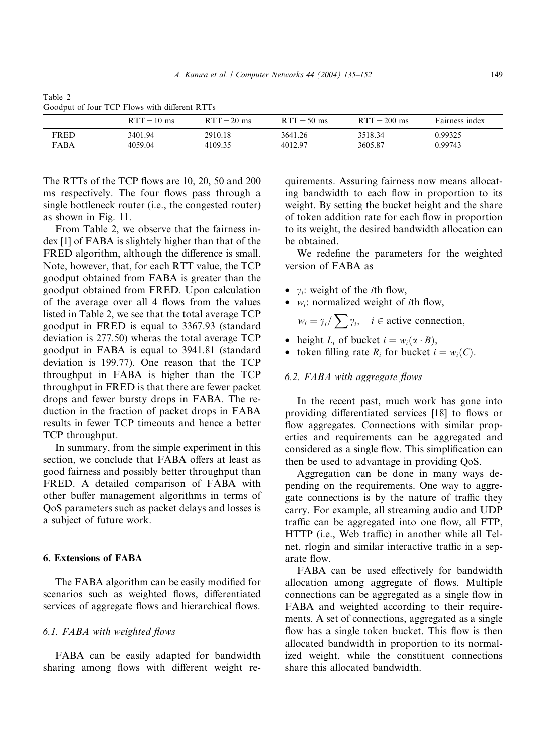Table 2
Goodput of four TCP Flows with different RTTs

| | RTT = 10 ms | RTT = 20 ms | RTT = 50 ms | RTT = 200 ms | Fairness index |
|---|---|---|---|---|---|
| FRED | 3401.94 | 2910.18 | 3641.26 | 3518.34 | 0.99325 |
| FABA | 4059.04 | 4109.35 | 4012.97 | 3605.87 | 0.99743 |

The RTTs of the TCP flows are 10, 20, 50 and 200 ms respectively. The four flows pass through a single bottleneck router (i.e., the congested router) as shown in Fig. 11.

From Table 2, we observe that the fairness index [1] of FABA is slightly higher than that of the FRED algorithm, although the difference is small. Note, however, that, for each RTT value, the TCP goodput obtained from FABA is greater than the goodput obtained from FRED. Upon calculation of the average over all 4 flows from the values listed in Table 2, we see that the total average TCP goodput in FRED is equal to 3367.93 (standard deviation is 277.50) wheras the total average TCP goodput in FABA is equal to 3941.81 (standard deviation is 199.77). One reason that the TCP throughput in FABA is higher than the TCP throughput in FRED is that there are fewer packet drops and fewer bursty drops in FABA. The reduction in the fraction of packet drops in FABA results in fewer TCP timeouts and hence a better TCP throughput.

In summary, from the simple experiment in this section, we conclude that FABA offers at least as good fairness and possibly better throughput than FRED. A detailed comparison of FABA with other buffer management algorithms in terms of QoS parameters such as packet delays and losses is a subject of future work.

## 6. Extensions of FABA

The FABA algorithm can be easily modified for scenarios such as weighted flows, differentiated services of aggregate flows and hierarchical flows.

### 6.1. FABA with weighted flows

FABA can be easily adapted for bandwidth sharing among flows with different weight requirements. Assuring fairness now means allocating bandwidth to each flow in proportion to its weight. By setting the bucket height and the share of token addition rate for each flow in proportion to its weight, the desired bandwidth allocation can be obtained.

We redefine the parameters for the weighted version of FABA as

- $\gamma_i$: weight of the $i$th flow,
- $w_i$: normalized weight of $i$th flow,

  $w_i = \gamma_i / \sum \gamma_i, \quad i \in \text{active connection},$
- height $L_i$ of bucket $i = w_i(\alpha \cdot B)$,
- token filling rate $R_i$ for bucket $i = w_i(C)$.

### 6.2. FABA with aggregate flows

In the recent past, much work has gone into providing differentiated services [18] to flows or flow aggregates. Connections with similar properties and requirements can be aggregated and considered as a single flow. This simplification can then be used to advantage in providing QoS.

Aggregation can be done in many ways depending on the requirements. One way to aggregate connections is by the nature of traffic they carry. For example, all streaming audio and UDP traffic can be aggregated into one flow, all FTP, HTTP (i.e., Web traffic) in another while all Telnet, rlogin and similar interactive traffic in a separate flow.

FABA can be used effectively for bandwidth allocation among aggregate of flows. Multiple connections can be aggregated as a single flow in FABA and weighted according to their requirements. A set of connections, aggregated as a single flow has a single token bucket. This flow is then allocated bandwidth in proportion to its normalized weight, while the constituent connections share this allocated bandwidth.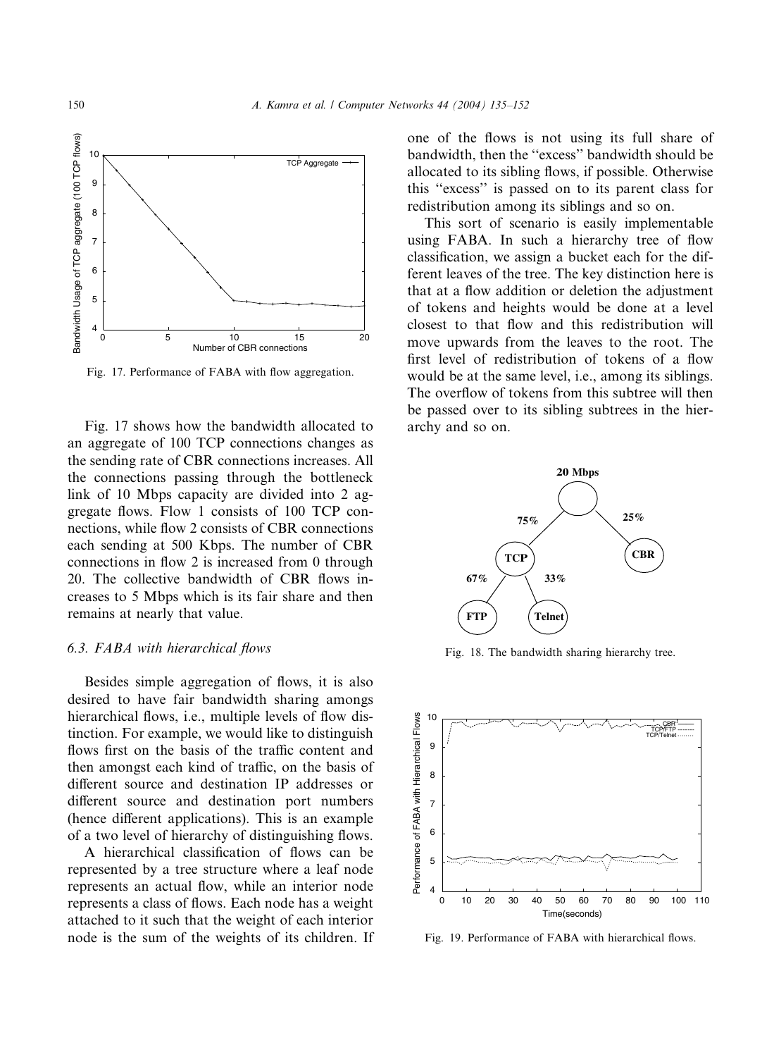Fig. 17. Performance of FABA with flow aggregation.

Fig. 17 shows how the bandwidth allocated to an aggregate of 100 TCP connections changes as the sending rate of CBR connections increases. All the connections passing through the bottleneck link of 10 Mbps capacity are divided into 2 aggregate flows. Flow 1 consists of 100 TCP connections, while flow 2 consists of CBR connections each sending at 500 Kbps. The number of CBR connections in flow 2 is increased from 0 through 20. The collective bandwidth of CBR flows increases to 5 Mbps which is its fair share and then remains at nearly that value.

### 6.3. FABA with hierarchical flows

Besides simple aggregation of flows, it is also desired to have fair bandwidth sharing amongs hierarchical flows, i.e., multiple levels of flow distinction. For example, we would like to distinguish flows first on the basis of the traffic content and then amongst each kind of traffic, on the basis of different source and destination IP addresses or different source and destination port numbers (hence different applications). This is an example of a two level of hierarchy of distinguishing flows.

A hierarchical classification of flows can be represented by a tree structure where a leaf node represents an actual flow, while an interior node represents a class of flows. Each node has a weight attached to it such that the weight of each interior node is the sum of the weights of its children. If one of the flows is not using its full share of bandwidth, then the "excess" bandwidth should be allocated to its sibling flows, if possible. Otherwise this "excess" is passed on to its parent class for redistribution among its siblings and so on.

This sort of scenario is easily implementable using FABA. In such a hierarchy tree of flow classification, we assign a bucket each for the different leaves of the tree. The key distinction here is that at a flow addition or deletion the adjustment of tokens and heights would be done at a level closest to that flow and this redistribution will move upwards from the leaves to the root. The first level of redistribution of tokens of a flow would be at the same level, i.e., among its siblings. The overflow of tokens from this subtree will then be passed over to its sibling subtrees in the hierarchy and so on.

Fig. 18. The bandwidth sharing hierarchy tree.

Fig. 19. Performance of FABA with hierarchical flows.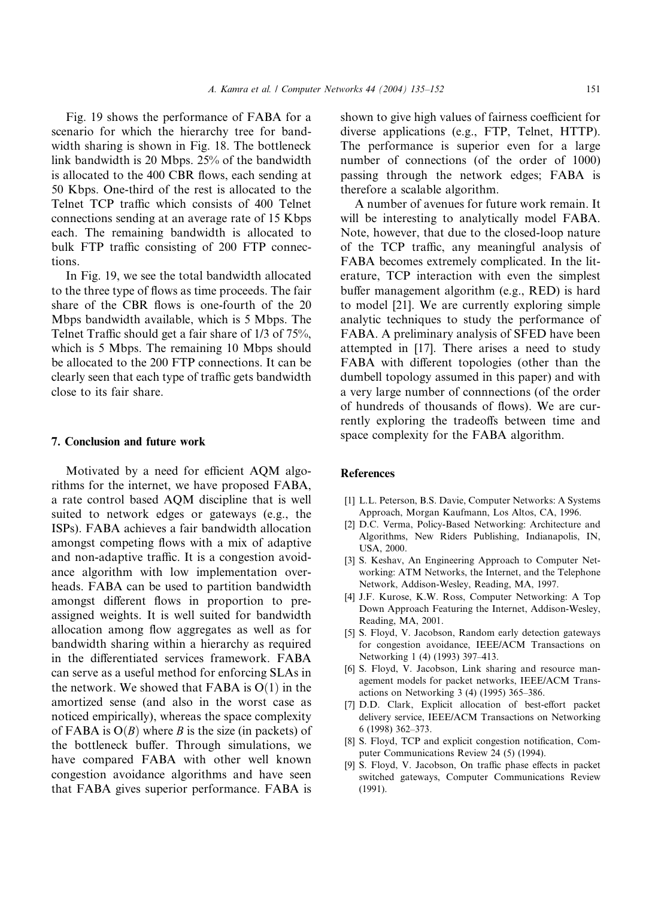Fig. 19 shows the performance of FABA for a scenario for which the hierarchy tree for bandwidth sharing is shown in Fig. 18. The bottleneck link bandwidth is 20 Mbps. 25% of the bandwidth is allocated to the 400 CBR flows, each sending at 50 Kbps. One-third of the rest is allocated to the Telnet TCP traffic which consists of 400 Telnet connections sending at an average rate of 15 Kbps each. The remaining bandwidth is allocated to bulk FTP traffic consisting of 200 FTP connections.

In Fig. 19, we see the total bandwidth allocated to the three type of flows as time proceeds. The fair share of the CBR flows is one-fourth of the 20 Mbps bandwidth available, which is 5 Mbps. The Telnet Traffic should get a fair share of 1/3 of 75%, which is 5 Mbps. The remaining 10 Mbps should be allocated to the 200 FTP connections. It can be clearly seen that each type of traffic gets bandwidth close to its fair share.

## 7. Conclusion and future work

Motivated by a need for efficient AQM algorithms for the internet, we have proposed FABA, a rate control based AQM discipline that is well suited to network edges or gateways (e.g., the ISPs). FABA achieves a fair bandwidth allocation amongst competing flows with a mix of adaptive and non-adaptive traffic. It is a congestion avoidance algorithm with low implementation overheads. FABA can be used to partition bandwidth amongst different flows in proportion to pre-assigned weights. It is well suited for bandwidth allocation among flow aggregates as well as for bandwidth sharing within a hierarchy as required in the differentiated services framework. FABA can serve as a useful method for enforcing SLAs in the network. We showed that FABA is $O(1)$ in the amortized sense (and also in the worst case as noticed empirically), whereas the space complexity of FABA is $O(B)$ where $B$ is the size (in packets) of the bottleneck buffer. Through simulations, we have compared FABA with other well known congestion avoidance algorithms and have seen that FABA gives superior performance. FABA is shown to give high values of fairness coefficient for diverse applications (e.g., FTP, Telnet, HTTP). The performance is superior even for a large number of connections (of the order of 1000) passing through the network edges; FABA is therefore a scalable algorithm.

A number of avenues for future work remain. It will be interesting to analytically model FABA. Note, however, that due to the closed-loop nature of the TCP traffic, any meaningful analysis of FABA becomes extremely complicated. In the literature, TCP interaction with even the simplest buffer management algorithm (e.g., RED) is hard to model [21]. We are currently exploring simple analytic techniques to study the performance of FABA. A preliminary analysis of SFED have been attempted in [17]. There arises a need to study FABA with different topologies (other than the dumbell topology assumed in this paper) and with a very large number of connnections (of the order of hundreds of thousands of flows). We are currently exploring the tradeoffs between time and space complexity for the FABA algorithm.

## References

[1] L.L. Peterson, B.S. Davie, Computer Networks: A Systems Approach, Morgan Kaufmann, Los Altos, CA, 1996.

[2] D.C. Verma, Policy-Based Networking: Architecture and Algorithms, New Riders Publishing, Indianapolis, IN, USA, 2000.

[3] S. Keshav, An Engineering Approach to Computer Networking: ATM Networks, the Internet, and the Telephone Network, Addison-Wesley, Reading, MA, 1997.

[4] J.F. Kurose, K.W. Ross, Computer Networking: A Top Down Approach Featuring the Internet, Addison-Wesley, Reading, MA, 2001.

[5] S. Floyd, V. Jacobson, Random early detection gateways for congestion avoidance, IEEE/ACM Transactions on Networking 1 (4) (1993) 397–413.

[6] S. Floyd, V. Jacobson, Link sharing and resource management models for packet networks, IEEE/ACM Transactions on Networking 3 (4) (1995) 365–386.

[7] D.D. Clark, Explicit allocation of best-effort packet delivery service, IEEE/ACM Transactions on Networking 6 (1998) 362–373.

[8] S. Floyd, TCP and explicit congestion notification, Computer Communications Review 24 (5) (1994).

[9] S. Floyd, V. Jacobson, On traffic phase effects in packet switched gateways, Computer Communications Review (1991).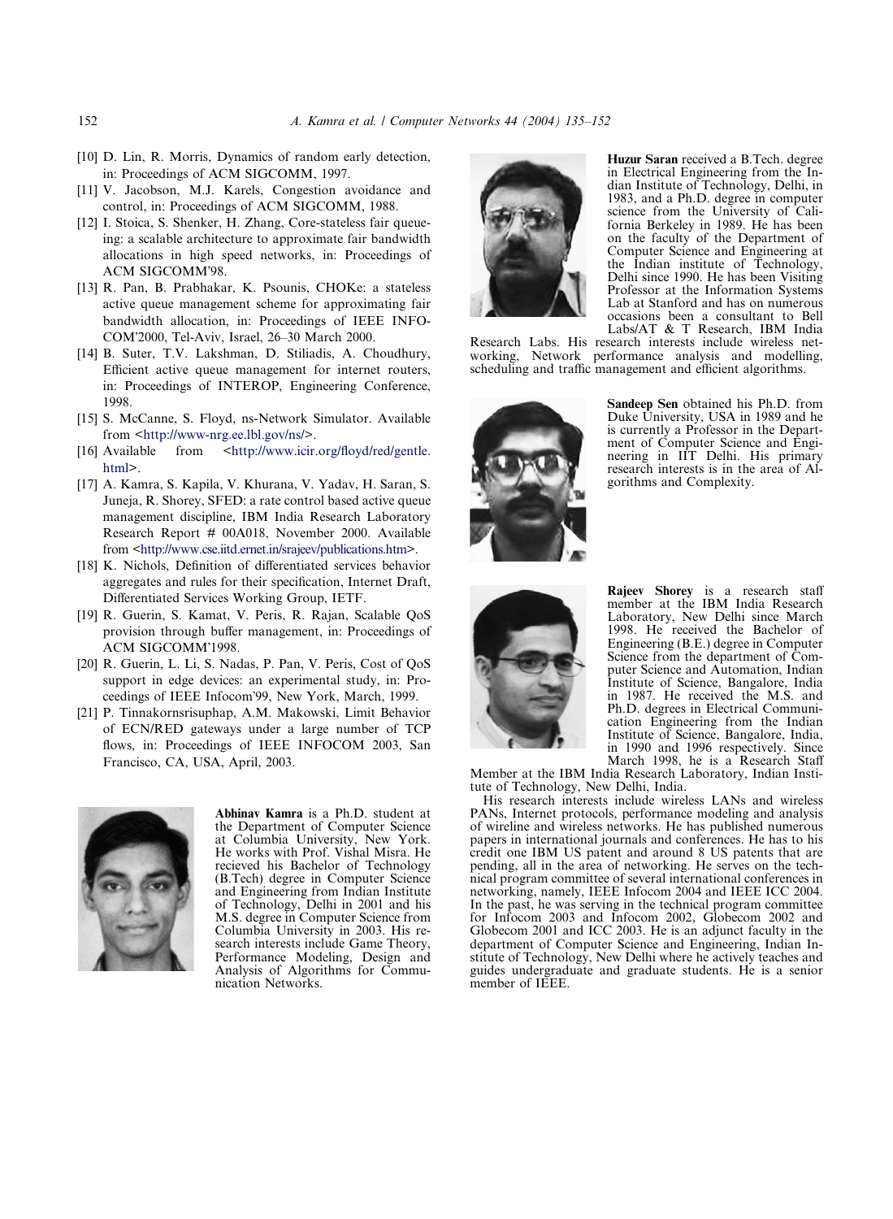[10] D. Lin, R. Morris, Dynamics of random early detection, in: Proceedings of ACM SIGCOMM, 1997.

[11] V. Jacobson, M.J. Karels, Congestion avoidance and control, in: Proceedings of ACM SIGCOMM, 1988.

[12] I. Stoica, S. Shenker, H. Zhang, Core-stateless fair queueing: a scalable architecture to approximate fair bandwidth allocations in high speed networks, in: Proceedings of ACM SIGCOMM'98.

[13] R. Pan, B. Prabhakar, K. Psounis, CHOKe: a stateless active queue management scheme for approximating fair bandwidth allocation, in: Proceedings of IEEE INFOCOM'2000, Tel-Aviv, Israel, 26–30 March 2000.

[14] B. Suter, T.V. Lakshman, D. Stiliadis, A. Choudhury, Efficient active queue management for internet routers, in: Proceedings of INTEROP, Engineering Conference, 1998.

[15] S. McCanne, S. Floyd, ns-Network Simulator. Available from <http://www-nrg.ee.lbl.gov/ns/>.

[16] Available from <http://www.icir.org/floyd/red/gentle.html>.

[17] A. Kamra, S. Kapila, V. Khurana, V. Yadav, H. Saran, S. Juneja, R. Shorey, SFED: a rate control based active queue management discipline, IBM India Research Laboratory Research Report # 00A018, November 2000. Available from <http://www.cse.iitd.ernet.in/srajeev/publications.htm>.

[18] K. Nichols, Definition of differentiated services behavior aggregates and rules for their specification, Internet Draft, Differentiated Services Working Group, IETF.

[19] R. Guerin, S. Kamat, V. Peris, R. Rajan, Scalable QoS provision through buffer management, in: Proceedings of ACM SIGCOMM'1998.

[20] R. Guerin, L. Li, S. Nadas, P. Pan, V. Peris, Cost of QoS support in edge devices: an experimental study, in: Proceedings of IEEE Infocom'99, New York, March, 1999.

[21] P. Tinnakornsrisuphap, A.M. Makowski, Limit Behavior of ECN/RED gateways under a large number of TCP flows, in: Proceedings of IEEE INFOCOM 2003, San Francisco, CA, USA, April, 2003.

**Abhinav Kamra** is a Ph.D. student at the Department of Computer Science at Columbia University, New York. He works with Prof. Vishal Misra. He recieved his Bachelor of Technology (B.Tech) degree in Computer Science and Engineering from Indian Institute of Technology, Delhi in 2001 and his M.S. degree in Computer Science from Columbia University in 2003. His research interests include Game Theory, Performance Modeling, Design and Analysis of Algorithms for Communication Networks.

**Huzur Saran** received a B.Tech. degree in Electrical Engineering from the Indian Institute of Technology, Delhi, in 1983, and a Ph.D. degree in computer science from the University of California Berkeley in 1989. He has been on the faculty of the Department of Computer Science and Engineering at the Indian institute of Technology, Delhi since 1990. He has been Visiting Professor at the Information Systems Lab at Stanford and has on numerous occasions been a consultant to Bell Labs/AT & T Research, IBM India Research Labs. His research interests include wireless networking, Network performance analysis and modelling, scheduling and traffic management and efficient algorithms.

**Sandeep Sen** obtained his Ph.D. from Duke University, USA in 1989 and he is currently a Professor in the Department of Computer Science and Engineering in IIT Delhi. His primary research interests is in the area of Algorithms and Complexity.

**Rajeev Shorey** is a research staff member at the IBM India Research Laboratory, New Delhi since March 1998. He received the Bachelor of Engineering (B.E.) degree in Computer Science from the department of Computer Science and Automation, Indian Institute of Science, Bangalore, India in 1987. He received the M.S. and Ph.D. degrees in Electrical Communication Engineering from the Indian Institute of Science, Bangalore, India, in 1990 and 1996 respectively. Since March 1998, he is a Research Staff Member at the IBM India Research Laboratory, Indian Institute of Technology, New Delhi, India.

His research interests include wireless LANs and wireless PANs, Internet protocols, performance modeling and analysis of wireline and wireless networks. He has published numerous papers in international journals and conferences. He has to his credit one IBM US patent and around 8 US patents that are pending, all in the area of networking. He serves on the technical program committee of several international conferences in networking, namely, IEEE Infocom 2004 and IEEE ICC 2004. In the past, he was serving in the technical program committee for Infocom 2003 and Infocom 2002, Globecom 2002 and Globecom 2001 and ICC 2003. He is an adjunct faculty in the department of Computer Science and Engineering, Indian Institute of Technology, New Delhi where he actively teaches and guides undergraduate and graduate students. He is a senior member of IEEE.